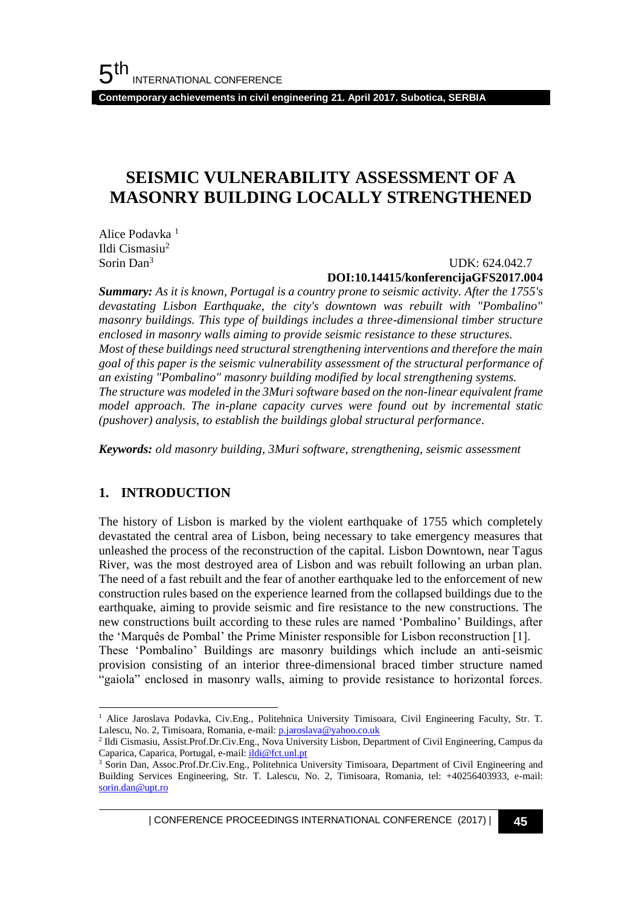# SEISMIC VULNERABILITY ASSESSMENT OF A MASONRY BUILDING LOCALLY STRENGTHENED

Alice Podavka [1]
Ildi Cismasiu[2]
Sorin Dan[3]

UDK: 624.042.7
**DOI:10.14415/konferencijaGFS2017.004**

***Summary:*** *As it is known, Portugal is a country prone to seismic activity. After the 1755's devastating Lisbon Earthquake, the city's downtown was rebuilt with "Pombalino" masonry buildings. This type of buildings includes a three-dimensional timber structure enclosed in masonry walls aiming to provide seismic resistance to these structures. Most of these buildings need structural strengthening interventions and therefore the main goal of this paper is the seismic vulnerability assessment of the structural performance of an existing "Pombalino" masonry building modified by local strengthening systems. The structure was modeled in the 3Muri software based on the non-linear equivalent frame model approach. The in-plane capacity curves were found out by incremental static (pushover) analysis, to establish the buildings global structural performance.*

***Keywords:*** *old masonry building, 3Muri software, strengthening, seismic assessment*

## 1. INTRODUCTION

The history of Lisbon is marked by the violent earthquake of 1755 which completely devastated the central area of Lisbon, being necessary to take emergency measures that unleashed the process of the reconstruction of the capital. Lisbon Downtown, near Tagus River, was the most destroyed area of Lisbon and was rebuilt following an urban plan. The need of a fast rebuilt and the fear of another earthquake led to the enforcement of new construction rules based on the experience learned from the collapsed buildings due to the earthquake, aiming to provide seismic and fire resistance to the new constructions. The new constructions built according to these rules are named 'Pombalino' Buildings, after the 'Marquês de Pombal' the Prime Minister responsible for Lisbon reconstruction [1].
These 'Pombalino' Buildings are masonry buildings which include an anti-seismic provision consisting of an interior three-dimensional braced timber structure named "gaiola" enclosed in masonry walls, aiming to provide resistance to horizontal forces.

---

[1] Alice Jaroslava Podavka, Civ.Eng., Politehnica University Timisoara, Civil Engineering Faculty, Str. T. Lalescu, No. 2, Timisoara, Romania, e-mail: p.jaroslava@yahoo.co.uk

[2] Ildi Cismasiu, Assist.Prof.Dr.Civ.Eng., Nova University Lisbon, Department of Civil Engineering, Campus da Caparica, Caparica, Portugal, e-mail: ildi@fct.unl.pt

[3] Sorin Dan, Assoc.Prof.Dr.Civ.Eng., Politehnica University Timisoara, Department of Civil Engineering and Building Services Engineering, Str. T. Lalescu, No. 2, Timisoara, Romania, tel: +40256403933, e-mail: sorin.dan@upt.ro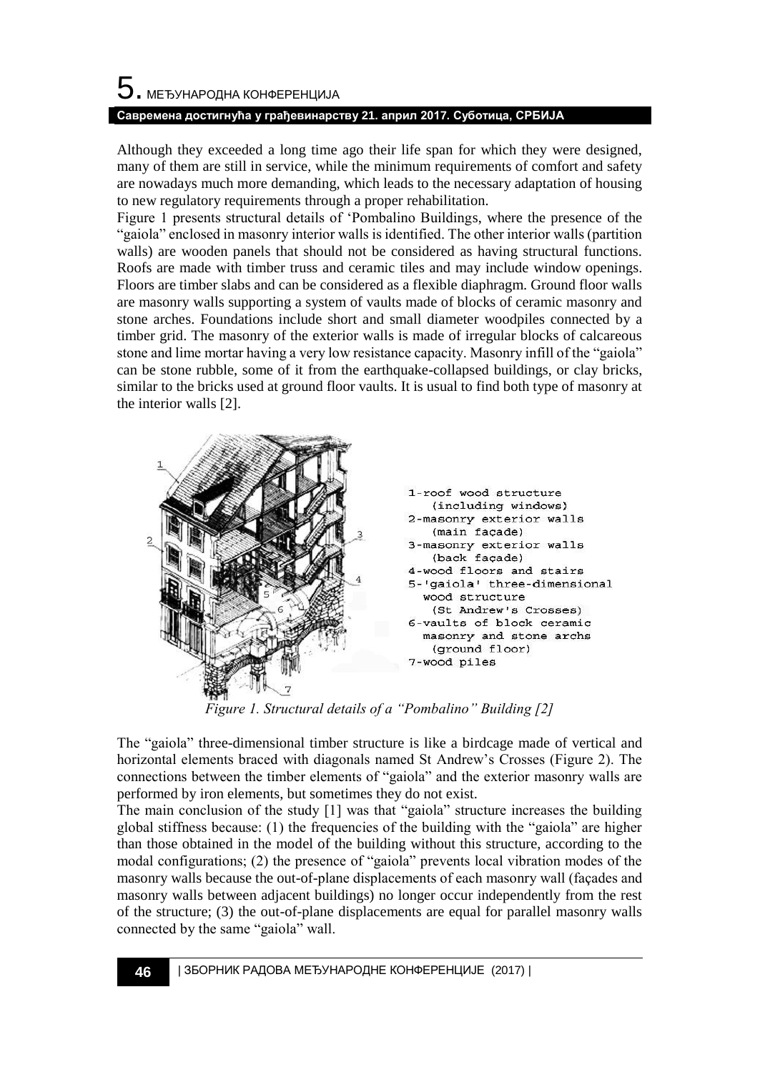Although they exceeded a long time ago their life span for which they were designed, many of them are still in service, while the minimum requirements of comfort and safety are nowadays much more demanding, which leads to the necessary adaptation of housing to new regulatory requirements through a proper rehabilitation.

Figure 1 presents structural details of 'Pombalino Buildings, where the presence of the "gaiola" enclosed in masonry interior walls is identified. The other interior walls (partition walls) are wooden panels that should not be considered as having structural functions. Roofs are made with timber truss and ceramic tiles and may include window openings. Floors are timber slabs and can be considered as a flexible diaphragm. Ground floor walls are masonry walls supporting a system of vaults made of blocks of ceramic masonry and stone arches. Foundations include short and small diameter woodpiles connected by a timber grid. The masonry of the exterior walls is made of irregular blocks of calcareous stone and lime mortar having a very low resistance capacity. Masonry infill of the "gaiola" can be stone rubble, some of it from the earthquake-collapsed buildings, or clay bricks, similar to the bricks used at ground floor vaults. It is usual to find both type of masonry at the interior walls [2].

1-roof wood structure (including windows)
2-masonry exterior walls (main façade)
3-masonry exterior walls (back façade)
4-wood floors and stairs
5-'gaiola' three-dimensional wood structure (St Andrew's Crosses)
6-vaults of block ceramic masonry and stone archs (ground floor)
7-wood piles

*Figure 1. Structural details of a "Pombalino" Building [2]*

The "gaiola" three-dimensional timber structure is like a birdcage made of vertical and horizontal elements braced with diagonals named St Andrew's Crosses (Figure 2). The connections between the timber elements of "gaiola" and the exterior masonry walls are performed by iron elements, but sometimes they do not exist.

The main conclusion of the study [1] was that "gaiola" structure increases the building global stiffness because: (1) the frequencies of the building with the "gaiola" are higher than those obtained in the model of the building without this structure, according to the modal configurations; (2) the presence of "gaiola" prevents local vibration modes of the masonry walls because the out-of-plane displacements of each masonry wall (façades and masonry walls between adjacent buildings) no longer occur independently from the rest of the structure; (3) the out-of-plane displacements are equal for parallel masonry walls connected by the same "gaiola" wall.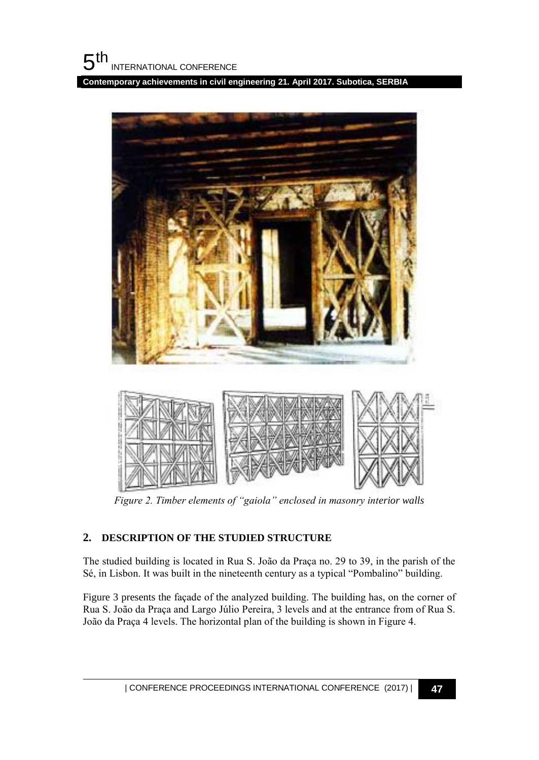*Figure 2. Timber elements of "gaiola" enclosed in masonry interior walls*

## 2. DESCRIPTION OF THE STUDIED STRUCTURE

The studied building is located in Rua S. João da Praça no. 29 to 39, in the parish of the Sé, in Lisbon. It was built in the nineteenth century as a typical "Pombalino" building.

Figure 3 presents the façade of the analyzed building. The building has, on the corner of Rua S. João da Praça and Largo Júlio Pereira, 3 levels and at the entrance from of Rua S. João da Praça 4 levels. The horizontal plan of the building is shown in Figure 4.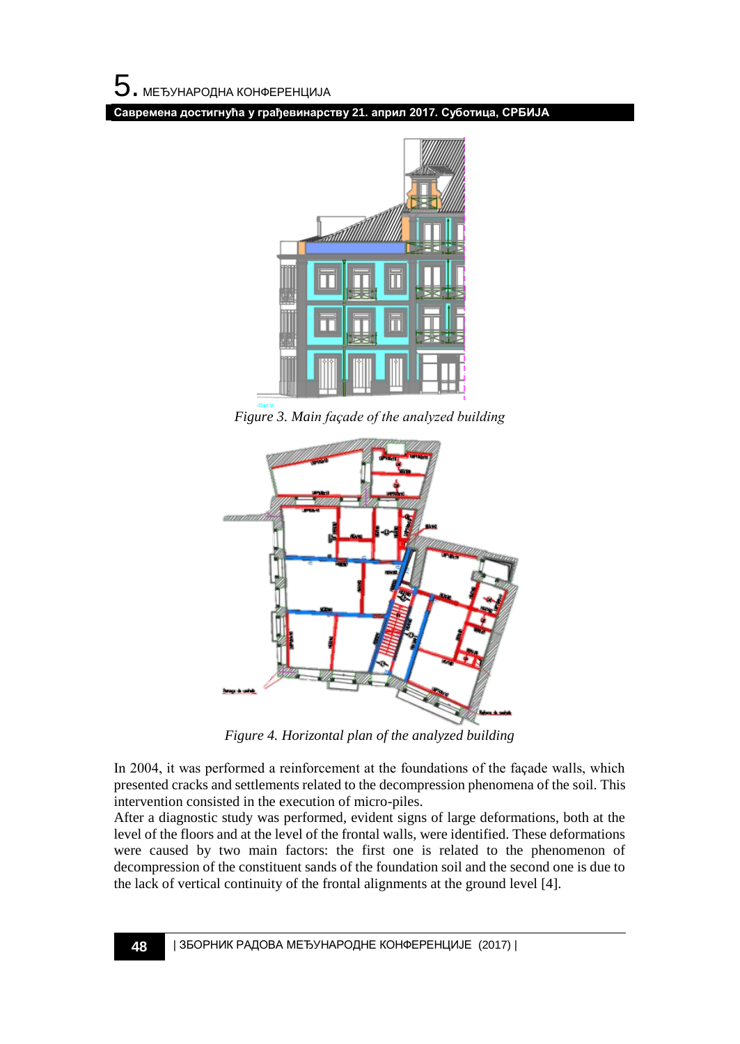Figure 3. Main façade of the analyzed building

Figure 4. Horizontal plan of the analyzed building

In 2004, it was performed a reinforcement at the foundations of the façade walls, which presented cracks and settlements related to the decompression phenomena of the soil. This intervention consisted in the execution of micro-piles.

After a diagnostic study was performed, evident signs of large deformations, both at the level of the floors and at the level of the frontal walls, were identified. These deformations were caused by two main factors: the first one is related to the phenomenon of decompression of the constituent sands of the foundation soil and the second one is due to the lack of vertical continuity of the frontal alignments at the ground level [4].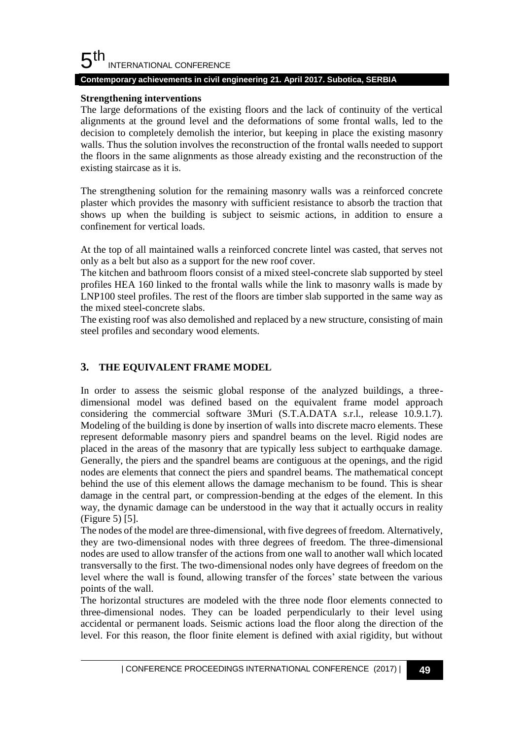**Strengthening interventions**

The large deformations of the existing floors and the lack of continuity of the vertical alignments at the ground level and the deformations of some frontal walls, led to the decision to completely demolish the interior, but keeping in place the existing masonry walls. Thus the solution involves the reconstruction of the frontal walls needed to support the floors in the same alignments as those already existing and the reconstruction of the existing staircase as it is.

The strengthening solution for the remaining masonry walls was a reinforced concrete plaster which provides the masonry with sufficient resistance to absorb the traction that shows up when the building is subject to seismic actions, in addition to ensure a confinement for vertical loads.

At the top of all maintained walls a reinforced concrete lintel was casted, that serves not only as a belt but also as a support for the new roof cover.

The kitchen and bathroom floors consist of a mixed steel-concrete slab supported by steel profiles HEA 160 linked to the frontal walls while the link to masonry walls is made by LNP100 steel profiles. The rest of the floors are timber slab supported in the same way as the mixed steel-concrete slabs.

The existing roof was also demolished and replaced by a new structure, consisting of main steel profiles and secondary wood elements.

## 3. THE EQUIVALENT FRAME MODEL

In order to assess the seismic global response of the analyzed buildings, a three-dimensional model was defined based on the equivalent frame model approach considering the commercial software 3Muri (S.T.A.DATA s.r.l., release 10.9.1.7). Modeling of the building is done by insertion of walls into discrete macro elements. These represent deformable masonry piers and spandrel beams on the level. Rigid nodes are placed in the areas of the masonry that are typically less subject to earthquake damage. Generally, the piers and the spandrel beams are contiguous at the openings, and the rigid nodes are elements that connect the piers and spandrel beams. The mathematical concept behind the use of this element allows the damage mechanism to be found. This is shear damage in the central part, or compression-bending at the edges of the element. In this way, the dynamic damage can be understood in the way that it actually occurs in reality (Figure 5) [5].

The nodes of the model are three-dimensional, with five degrees of freedom. Alternatively, they are two-dimensional nodes with three degrees of freedom. The three-dimensional nodes are used to allow transfer of the actions from one wall to another wall which located transversally to the first. The two-dimensional nodes only have degrees of freedom on the level where the wall is found, allowing transfer of the forces' state between the various points of the wall.

The horizontal structures are modeled with the three node floor elements connected to three-dimensional nodes. They can be loaded perpendicularly to their level using accidental or permanent loads. Seismic actions load the floor along the direction of the level. For this reason, the floor finite element is defined with axial rigidity, but without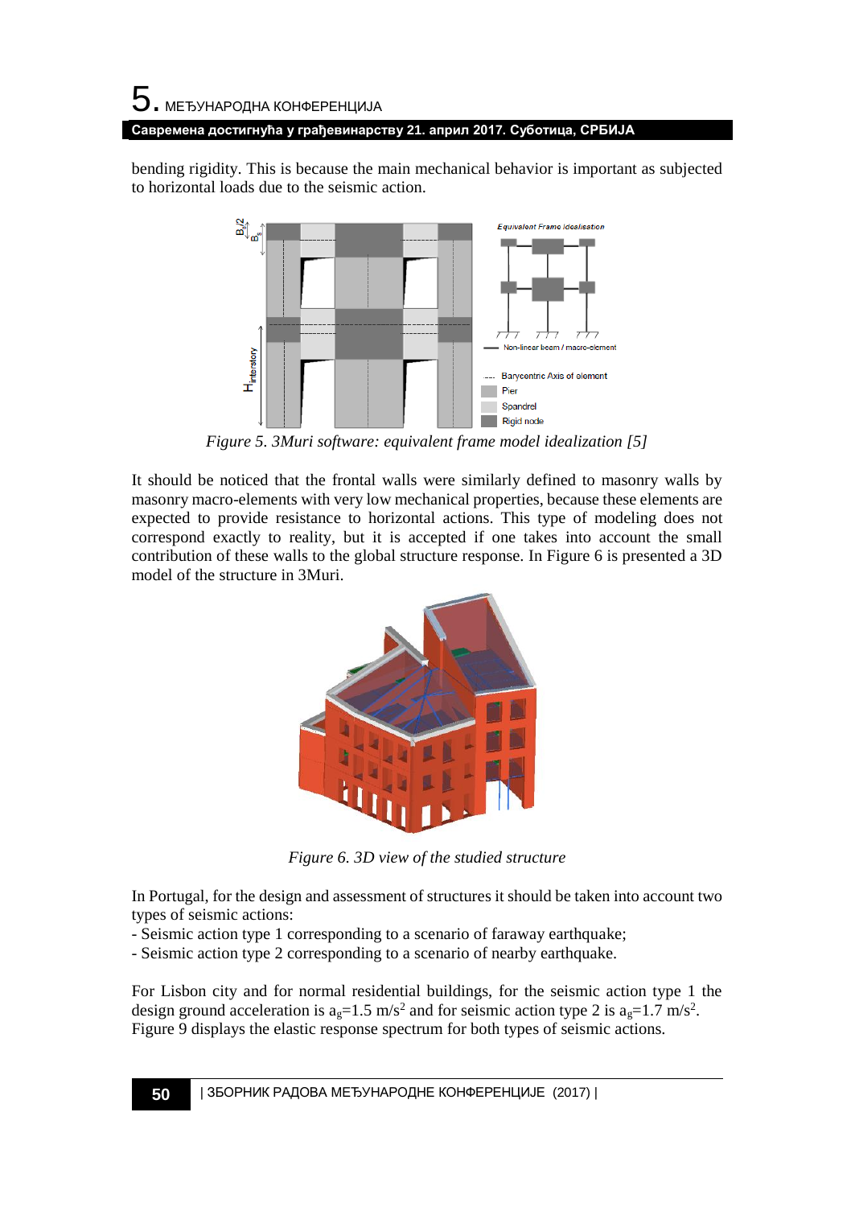bending rigidity. This is because the main mechanical behavior is important as subjected to horizontal loads due to the seismic action.

*Figure 5. 3Muri software: equivalent frame model idealization [5]*

It should be noticed that the frontal walls were similarly defined to masonry walls by masonry macro-elements with very low mechanical properties, because these elements are expected to provide resistance to horizontal actions. This type of modeling does not correspond exactly to reality, but it is accepted if one takes into account the small contribution of these walls to the global structure response. In Figure 6 is presented a 3D model of the structure in 3Muri.

*Figure 6. 3D view of the studied structure*

In Portugal, for the design and assessment of structures it should be taken into account two types of seismic actions:

- Seismic action type 1 corresponding to a scenario of faraway earthquake;
- Seismic action type 2 corresponding to a scenario of nearby earthquake.

For Lisbon city and for normal residential buildings, for the seismic action type 1 the design ground acceleration is $a_g$=1.5 m/s$^2$ and for seismic action type 2 is $a_g$=1.7 m/s$^2$. Figure 9 displays the elastic response spectrum for both types of seismic actions.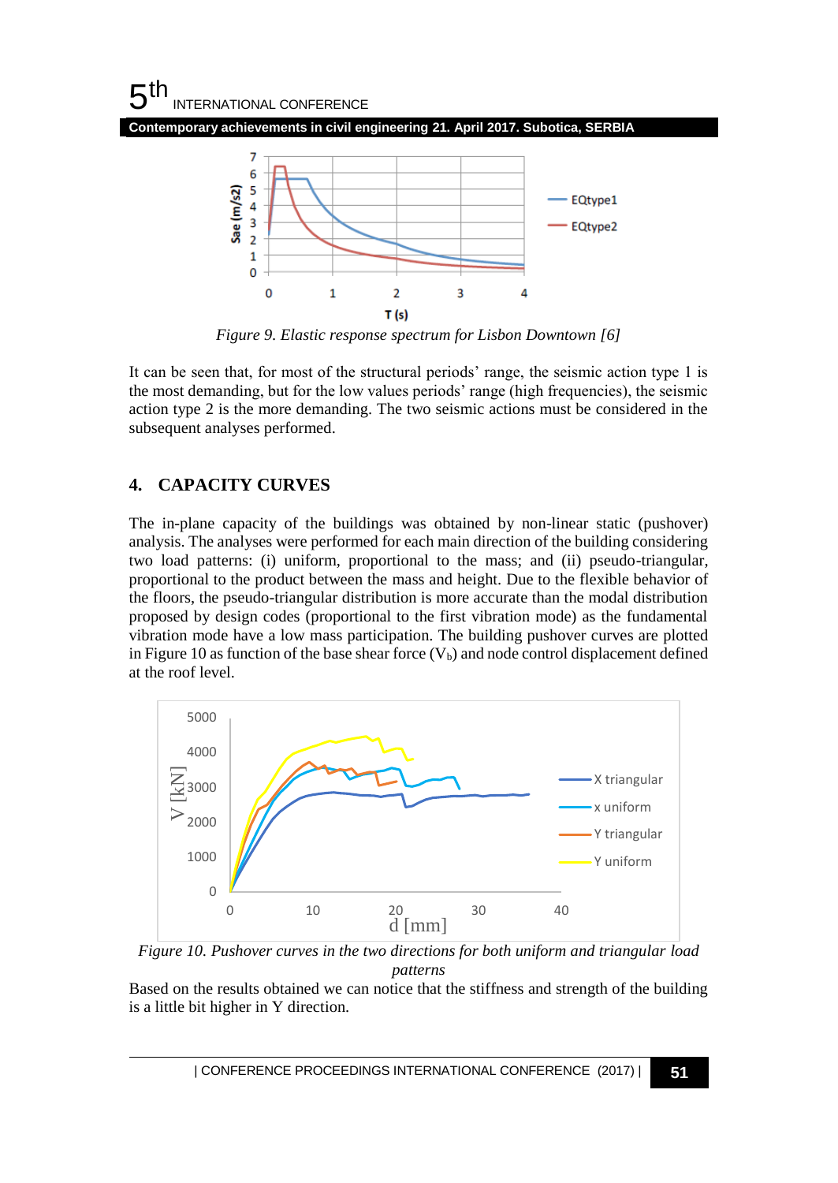Figure 9. Elastic response spectrum for Lisbon Downtown [6]

It can be seen that, for most of the structural periods' range, the seismic action type 1 is the most demanding, but for the low values periods' range (high frequencies), the seismic action type 2 is the more demanding. The two seismic actions must be considered in the subsequent analyses performed.

## 4. CAPACITY CURVES

The in-plane capacity of the buildings was obtained by non-linear static (pushover) analysis. The analyses were performed for each main direction of the building considering two load patterns: (i) uniform, proportional to the mass; and (ii) pseudo-triangular, proportional to the product between the mass and height. Due to the flexible behavior of the floors, the pseudo-triangular distribution is more accurate than the modal distribution proposed by design codes (proportional to the first vibration mode) as the fundamental vibration mode have a low mass participation. The building pushover curves are plotted in Figure 10 as function of the base shear force ($V_b$) and node control displacement defined at the roof level.

Figure 10. Pushover curves in the two directions for both uniform and triangular load patterns

Based on the results obtained we can notice that the stiffness and strength of the building is a little bit higher in Y direction.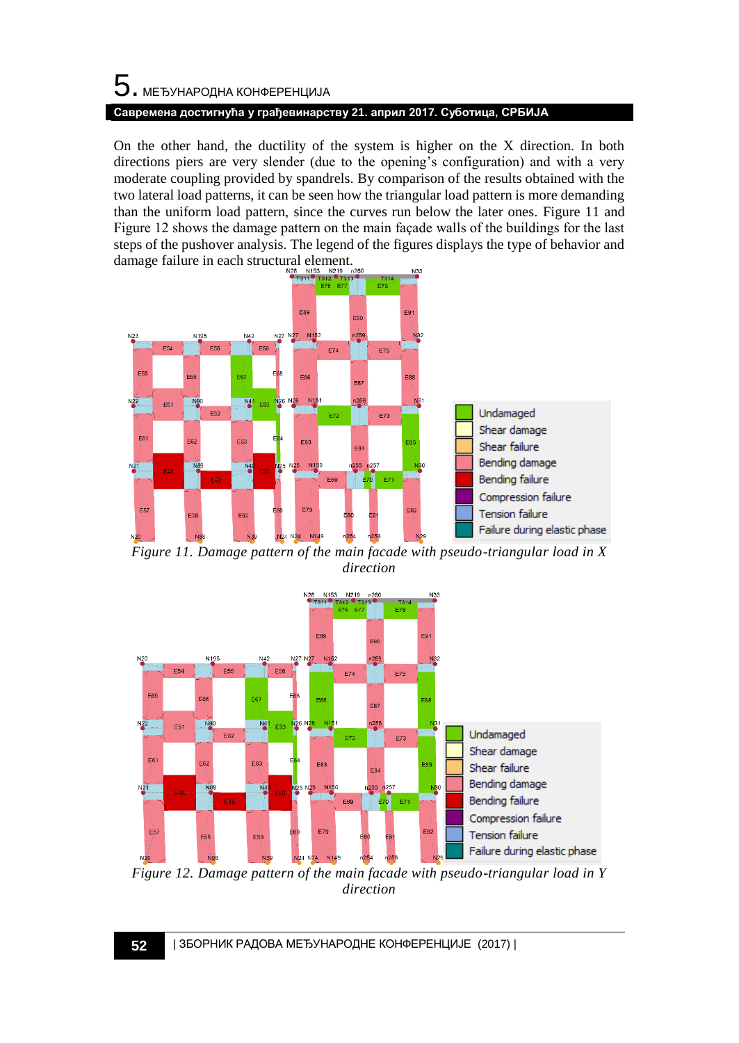On the other hand, the ductility of the system is higher on the X direction. In both directions piers are very slender (due to the opening's configuration) and with a very moderate coupling provided by spandrels. By comparison of the results obtained with the two lateral load patterns, it can be seen how the triangular load pattern is more demanding than the uniform load pattern, since the curves run below the later ones. Figure 11 and Figure 12 shows the damage pattern on the main façade walls of the buildings for the last steps of the pushover analysis. The legend of the figures displays the type of behavior and damage failure in each structural element.

*Figure 11. Damage pattern of the main facade with pseudo-triangular load in X direction*

*Figure 12. Damage pattern of the main facade with pseudo-triangular load in Y direction*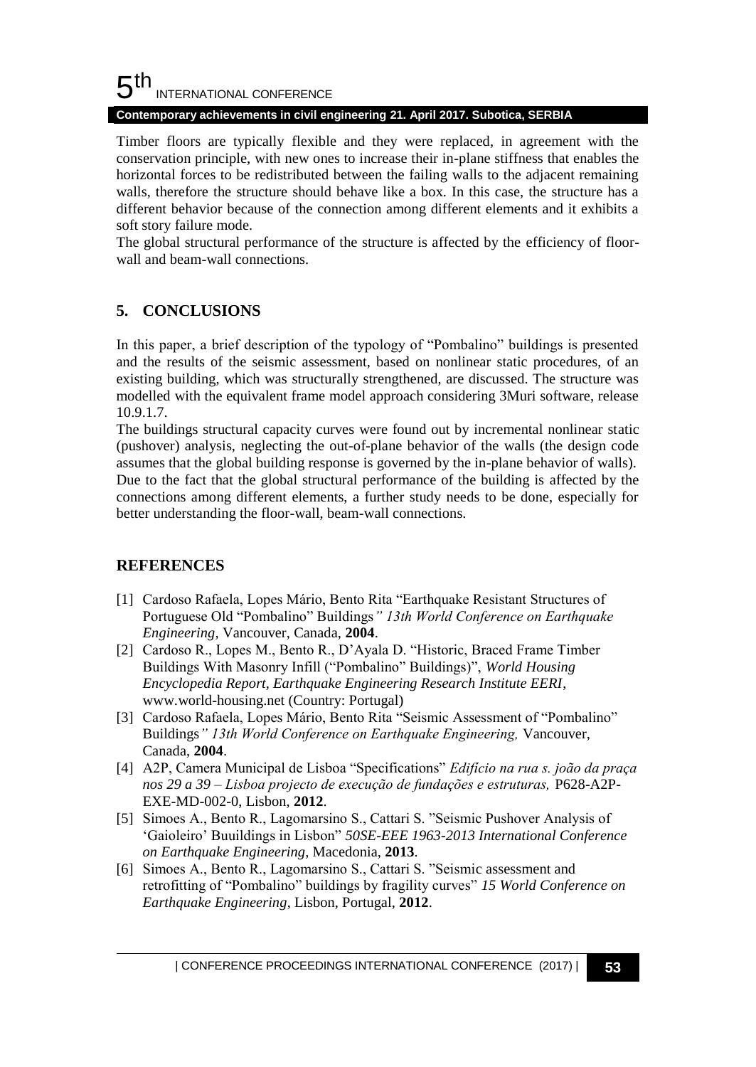Timber floors are typically flexible and they were replaced, in agreement with the conservation principle, with new ones to increase their in-plane stiffness that enables the horizontal forces to be redistributed between the failing walls to the adjacent remaining walls, therefore the structure should behave like a box. In this case, the structure has a different behavior because of the connection among different elements and it exhibits a soft story failure mode.

The global structural performance of the structure is affected by the efficiency of floor-wall and beam-wall connections.

## 5. CONCLUSIONS

In this paper, a brief description of the typology of "Pombalino" buildings is presented and the results of the seismic assessment, based on nonlinear static procedures, of an existing building, which was structurally strengthened, are discussed. The structure was modelled with the equivalent frame model approach considering 3Muri software, release 10.9.1.7.

The buildings structural capacity curves were found out by incremental nonlinear static (pushover) analysis, neglecting the out-of-plane behavior of the walls (the design code assumes that the global building response is governed by the in-plane behavior of walls). Due to the fact that the global structural performance of the building is affected by the connections among different elements, a further study needs to be done, especially for better understanding the floor-wall, beam-wall connections.

## REFERENCES

[1] Cardoso Rafaela, Lopes Mário, Bento Rita "Earthquake Resistant Structures of Portuguese Old "Pombalino" Buildings*" 13th World Conference on Earthquake Engineering,* Vancouver, Canada, **2004**.

[2] Cardoso R., Lopes M., Bento R., D'Ayala D. "Historic, Braced Frame Timber Buildings With Masonry Infill ("Pombalino" Buildings)", *World Housing Encyclopedia Report, Earthquake Engineering Research Institute EERI*, www.world-housing.net (Country: Portugal)

[3] Cardoso Rafaela, Lopes Mário, Bento Rita "Seismic Assessment of "Pombalino" Buildings*" 13th World Conference on Earthquake Engineering,* Vancouver, Canada, **2004**.

[4] A2P, Camera Municipal de Lisboa "Specifications" *Edifício na rua s. joão da praça nos 29 a 39 – Lisboa projecto de execução de fundações e estruturas,* P628-A2P-EXE-MD-002-0, Lisbon, **2012**.

[5] Simoes A., Bento R., Lagomarsino S., Cattari S. "Seismic Pushover Analysis of 'Gaioleiro' Buuildings in Lisbon" *50SE-EEE 1963-2013 International Conference on Earthquake Engineering,* Macedonia, **2013**.

[6] Simoes A., Bento R., Lagomarsino S., Cattari S. "Seismic assessment and retrofitting of "Pombalino" buildings by fragility curves" *15 World Conference on Earthquake Engineering,* Lisbon, Portugal, **2012**.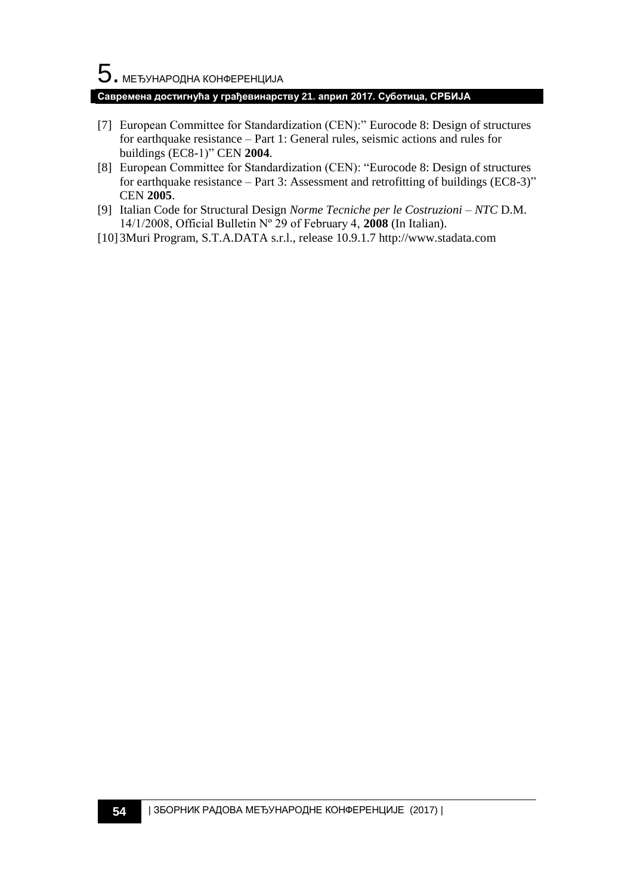[7] European Committee for Standardization (CEN):" Eurocode 8: Design of structures for earthquake resistance – Part 1: General rules, seismic actions and rules for buildings (EC8-1)" CEN **2004**.

[8] European Committee for Standardization (CEN): "Eurocode 8: Design of structures for earthquake resistance – Part 3: Assessment and retrofitting of buildings (EC8-3)" CEN **2005**.

[9] Italian Code for Structural Design *Norme Tecniche per le Costruzioni – NTC* D.M. 14/1/2008, Official Bulletin Nº 29 of February 4, **2008** (In Italian).

[10] 3Muri Program, S.T.A.DATA s.r.l., release 10.9.1.7 http://www.stadata.com